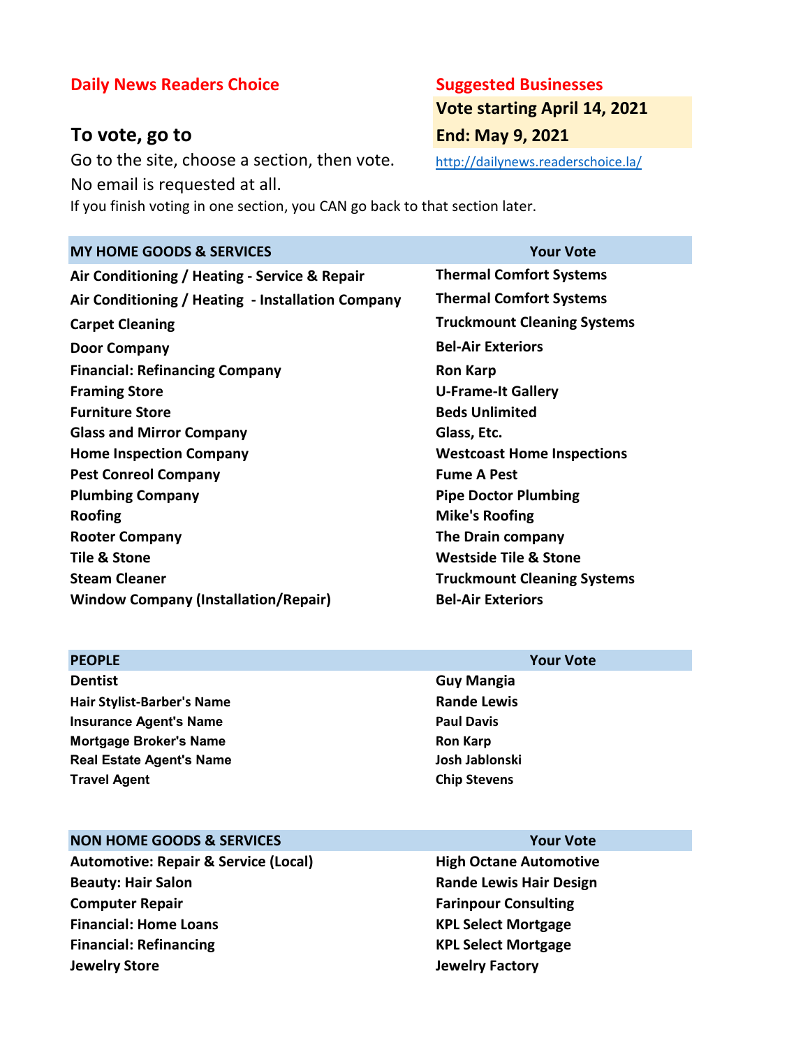**Daily News Readers Choice**

**Suggested Businesses**

**Vote starting April 14, 2021**

**End: May 9, 2021**

## To vote, go to

http://dailynews.readerschoice.la/

Go to the site, choose a section, then vote.

No email is requested at all.

If you finish voting in one section, you CAN go back to that section later.

| MY HOME GOODS & SERVICES | Your Vote |
|---|---|
| Air Conditioning / Heating - Service & Repair | Thermal Comfort Systems |
| Air Conditioning / Heating - Installation Company | Thermal Comfort Systems |
| Carpet Cleaning | Truckmount Cleaning Systems |
| Door Company | Bel-Air Exteriors |
| Financial: Refinancing Company | Ron Karp |
| Framing Store | U-Frame-It Gallery |
| Furniture Store | Beds Unlimited |
| Glass and Mirror Company | Glass, Etc. |
| Home Inspection Company | Westcoast Home Inspections |
| Pest Conreol Company | Fume A Pest |
| Plumbing Company | Pipe Doctor Plumbing |
| Roofing | Mike's Roofing |
| Rooter Company | The Drain company |
| Tile & Stone | Westside Tile & Stone |
| Steam Cleaner | Truckmount Cleaning Systems |
| Window Company (Installation/Repair) | Bel-Air Exteriors |

| PEOPLE | Your Vote |
|---|---|
| Dentist | Guy Mangia |
| Hair Stylist-Barber's Name | Rande Lewis |
| Insurance Agent's Name | Paul Davis |
| Mortgage Broker's Name | Ron Karp |
| Real Estate Agent's Name | Josh Jablonski |
| Travel Agent | Chip Stevens |

| NON HOME GOODS & SERVICES | Your Vote |
|---|---|
| Automotive: Repair & Service (Local) | High Octane Automotive |
| Beauty: Hair Salon | Rande Lewis Hair Design |
| Computer Repair | Farinpour Consulting |
| Financial: Home Loans | KPL Select Mortgage |
| Financial: Refinancing | KPL Select Mortgage |
| Jewelry Store | Jewelry Factory |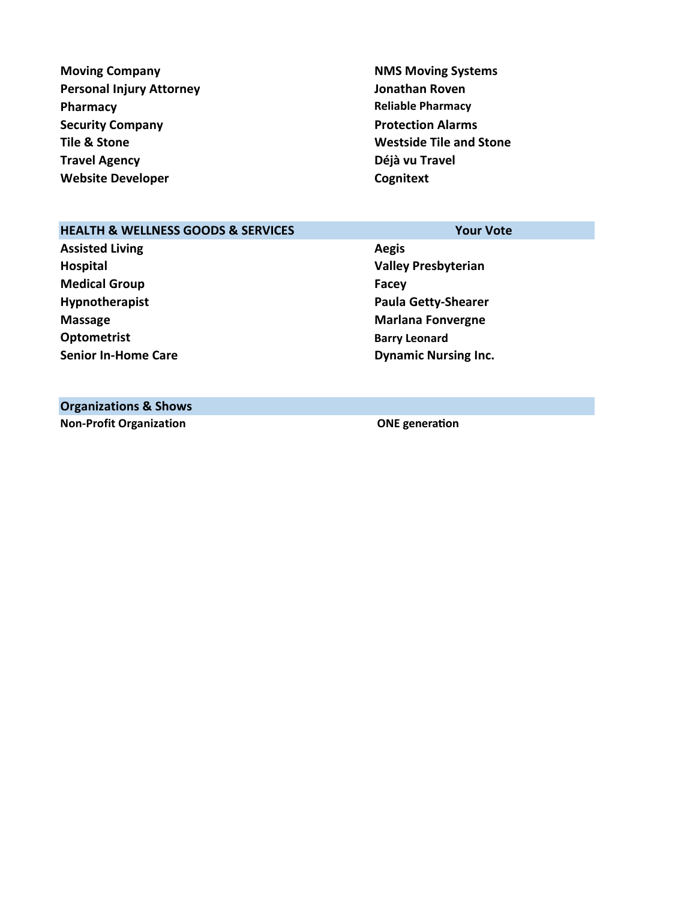| | |
|---|---|
| Moving Company | NMS Moving Systems |
| Personal Injury Attorney | Jonathan Roven |
| Pharmacy | Reliable Pharmacy |
| Security Company | Protection Alarms |
| Tile & Stone | Westside Tile and Stone |
| Travel Agency | Déjà vu Travel |
| Website Developer | Cognitext |

| HEALTH & WELLNESS GOODS & SERVICES | Your Vote |
|---|---|
| Assisted Living | Aegis |
| Hospital | Valley Presbyterian |
| Medical Group | Facey |
| Hypnotherapist | Paula Getty-Shearer |
| Massage | Marlana Fonvergne |
| Optometrist | Barry Leonard |
| Senior In-Home Care | Dynamic Nursing Inc. |

| Organizations & Shows | |
|---|---|
| Non-Profit Organization | ONE generation |